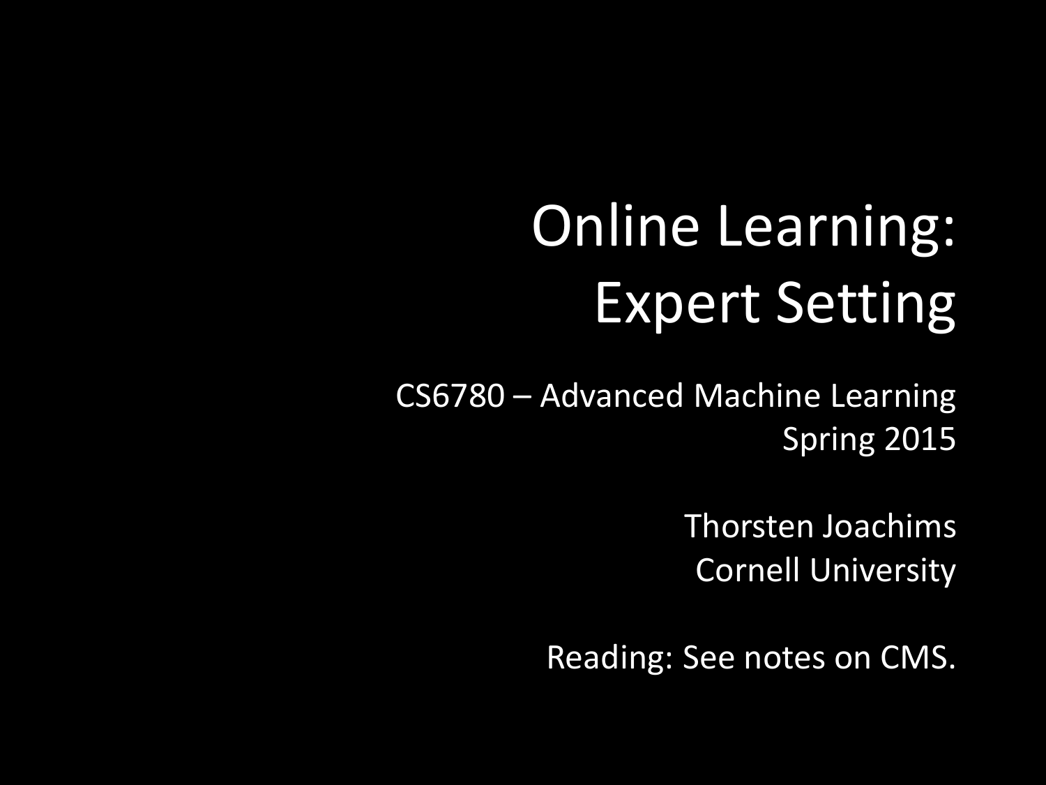# Online Learning: Expert Setting

CS6780 – Advanced Machine Learning
Spring 2015

Thorsten Joachims
Cornell University

Reading: See notes on CMS.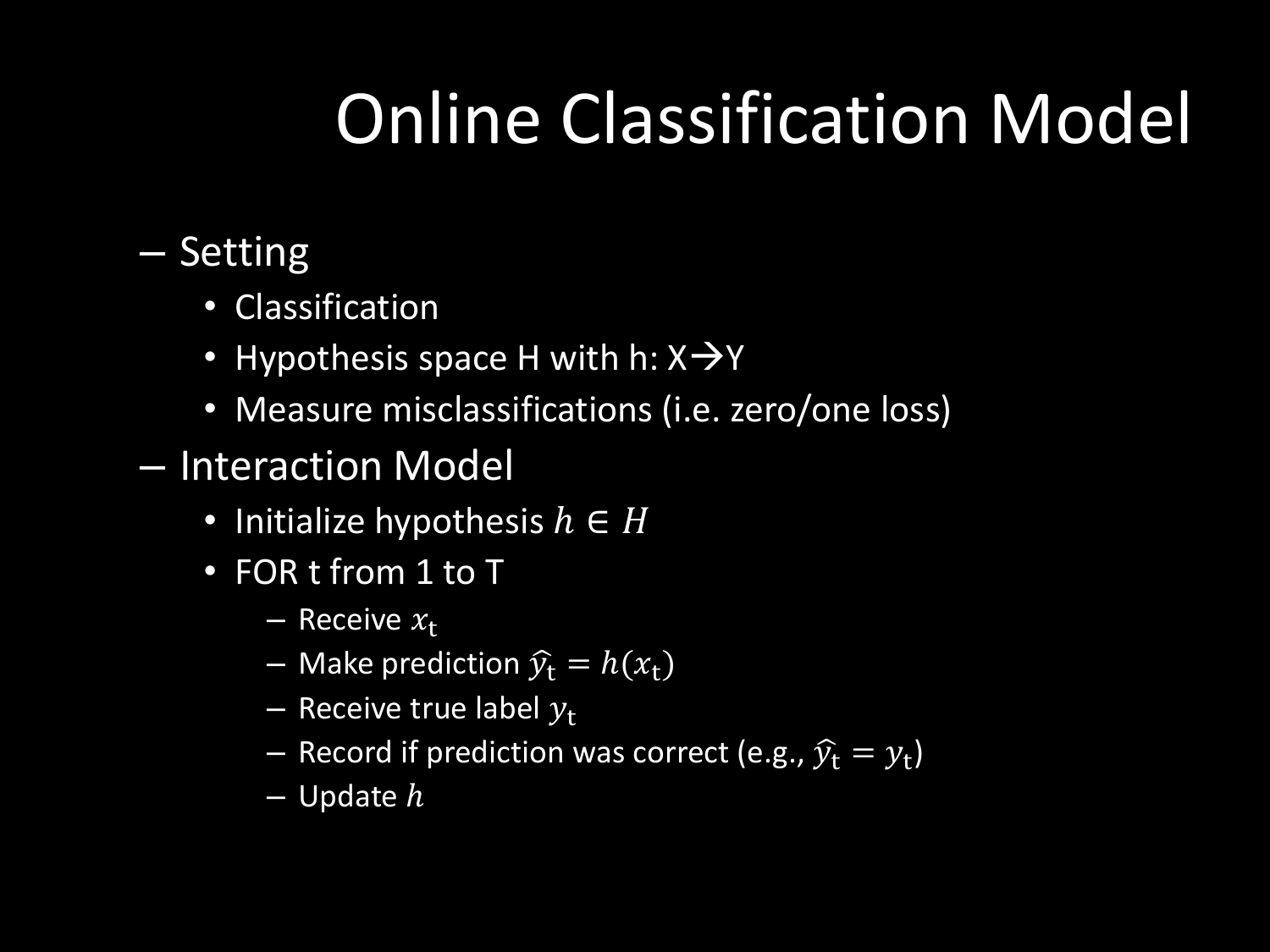# Online Classification Model

- Setting
  - Classification
  - Hypothesis space H with h: X→Y
  - Measure misclassifications (i.e. zero/one loss)
- Interaction Model
  - Initialize hypothesis $h \in H$
  - FOR t from 1 to T
    - Receive $x_t$
    - Make prediction $\hat{y}_t = h(x_t)$
    - Receive true label $y_t$
    - Record if prediction was correct (e.g., $\hat{y}_t = y_t$)
    - Update $h$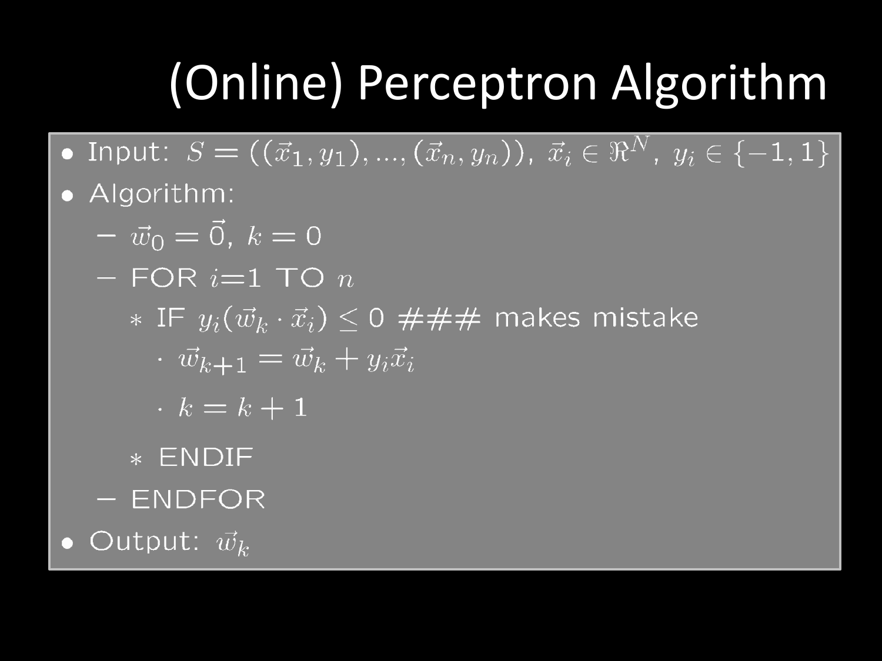# (Online) Perceptron Algorithm

- Input: $S = ((\vec{x}_1, y_1), ..., (\vec{x}_n, y_n))$, $\vec{x}_i \in \Re^N$, $y_i \in \{-1, 1\}$
- Algorithm:
  - $\vec{w}_0 = \vec{0}$, $k = 0$
  - FOR $i$=1 TO $n$
    - * IF $y_i(\vec{w}_k \cdot \vec{x}_i) \leq 0$ ### makes mistake
      - · $\vec{w}_{k+1} = \vec{w}_k + y_i \vec{x}_i$
      - · $k = k + 1$
    - * ENDIF
  - ENDFOR
- Output: $\vec{w}_k$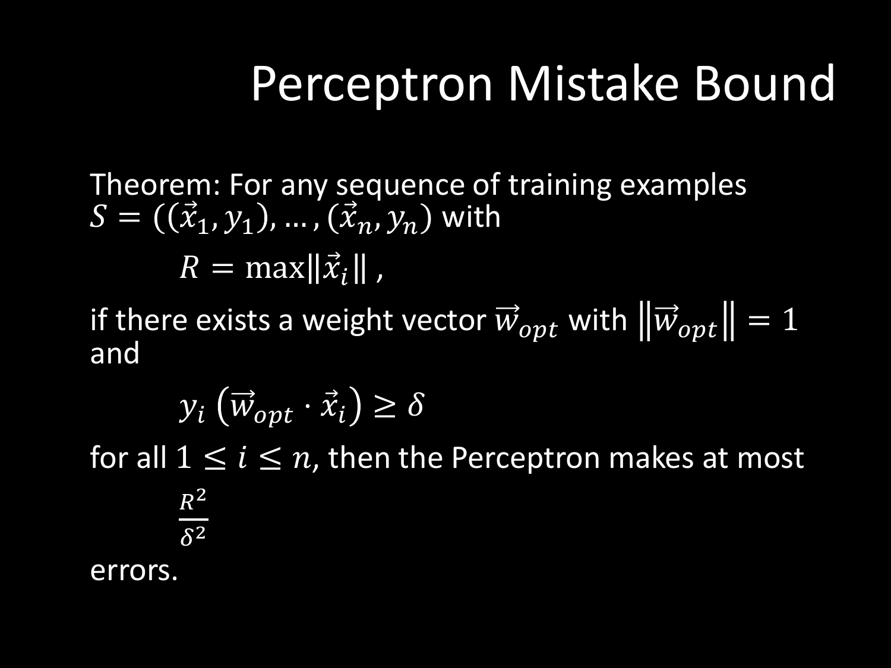# Perceptron Mistake Bound

Theorem: For any sequence of training examples $S = ((\vec{x}_1, y_1), \ldots, (\vec{x}_n, y_n))$ with

$$R = \max \|\vec{x}_i\| \,,$$

if there exists a weight vector $\vec{w}_{opt}$ with $\|\vec{w}_{opt}\| = 1$ and

$$y_i \left(\vec{w}_{opt} \cdot \vec{x}_i\right) \geq \delta$$

for all $1 \leq i \leq n$, then the Perceptron makes at most

$$\frac{R^2}{\delta^2}$$

errors.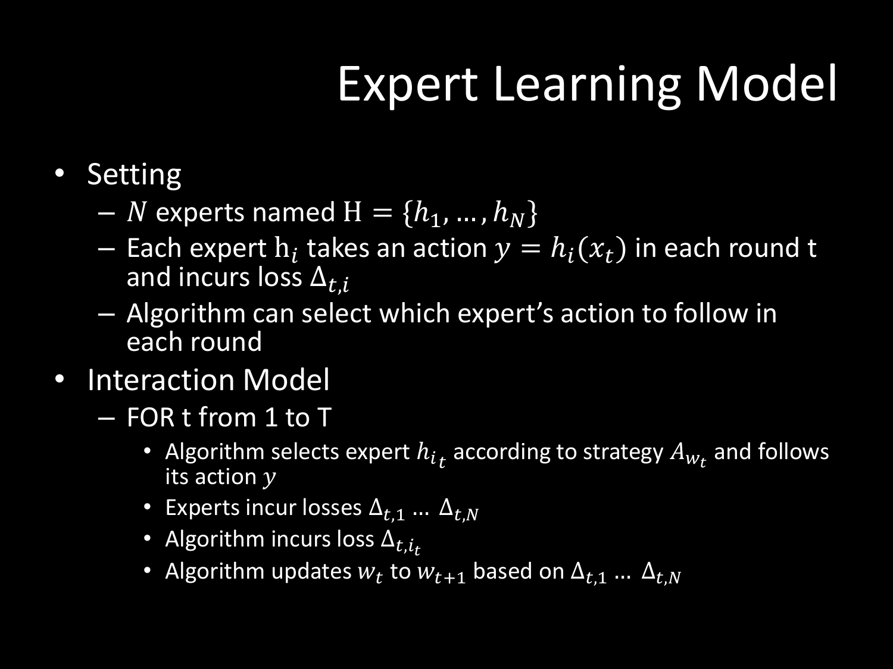# Expert Learning Model

- Setting
  - $N$ experts named $\mathrm{H} = \{h_1, \ldots, h_N\}$
  - Each expert $\mathrm{h}_i$ takes an action $y = h_i(x_t)$ in each round t and incurs loss $\Delta_{t,i}$
  - Algorithm can select which expert's action to follow in each round
- Interaction Model
  - FOR t from 1 to T
    - Algorithm selects expert $h_{i_t}$ according to strategy $A_{w_t}$ and follows its action $y$
    - Experts incur losses $\Delta_{t,1}$ … $\Delta_{t,N}$
    - Algorithm incurs loss $\Delta_{t,i_t}$
    - Algorithm updates $w_t$ to $w_{t+1}$ based on $\Delta_{t,1}$ … $\Delta_{t,N}$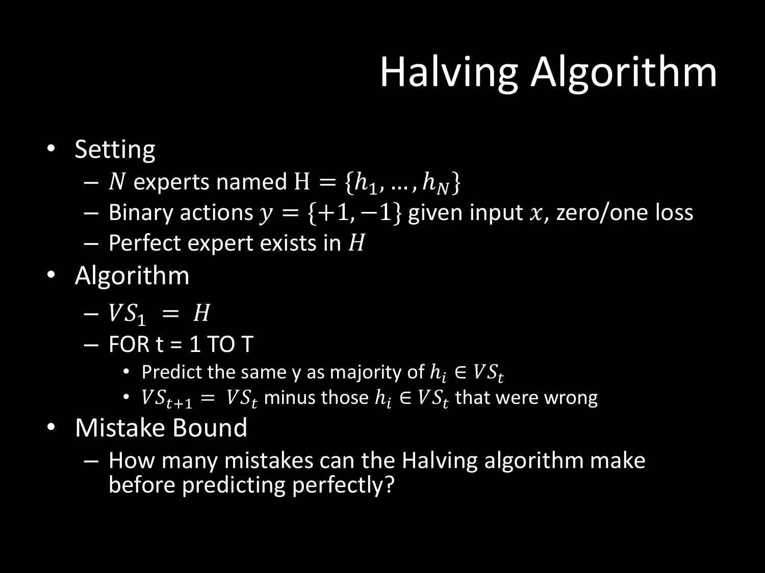# Halving Algorithm

- Setting
  - $N$ experts named $\mathrm{H} = \{h_1, \ldots, h_N\}$
  - Binary actions $y = \{+1, -1\}$ given input $x$, zero/one loss
  - Perfect expert exists in $H$
- Algorithm
  - $VS_1 = H$
  - FOR t = 1 TO T
    - Predict the same y as majority of $h_i \in VS_t$
    - $VS_{t+1} = VS_t$ minus those $h_i \in VS_t$ that were wrong
- Mistake Bound
  - How many mistakes can the Halving algorithm make before predicting perfectly?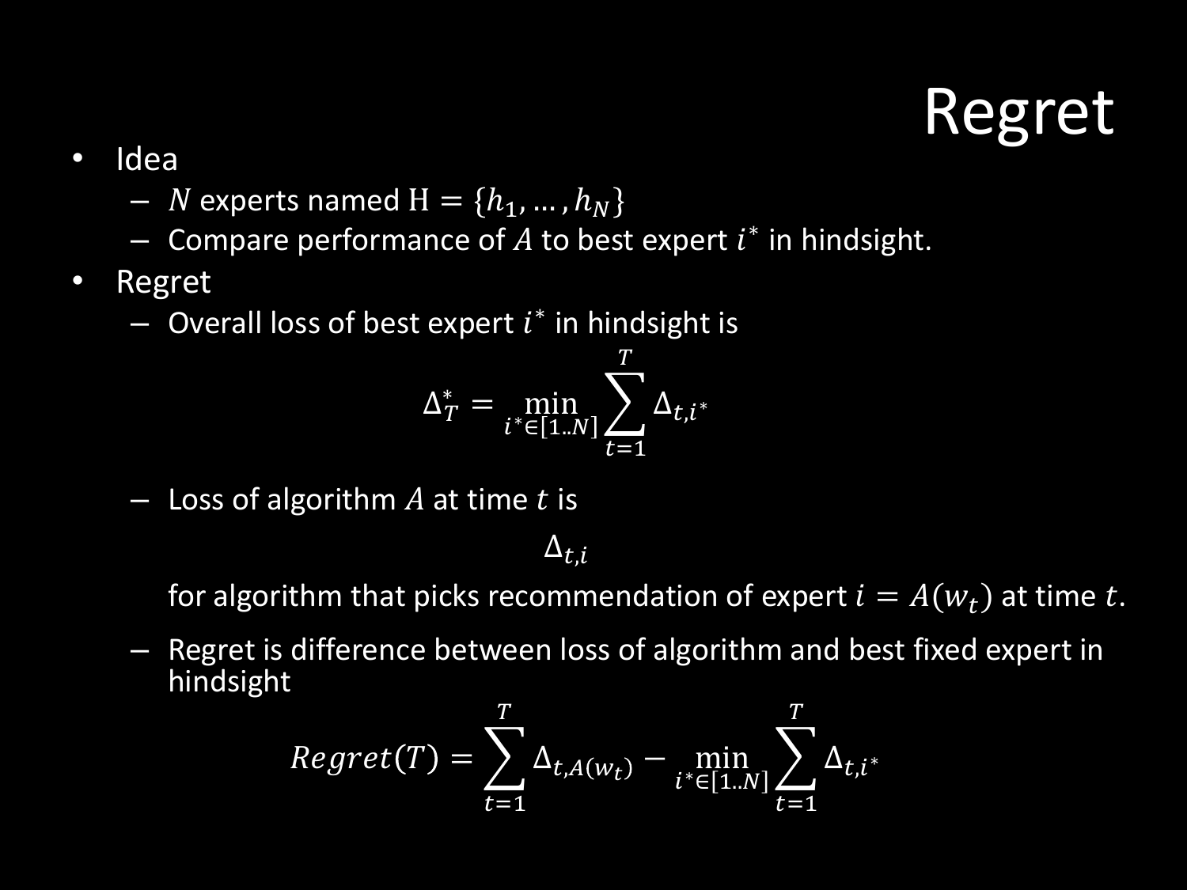# Regret

- Idea
  - $N$ experts named $\mathrm{H} = \{h_1, \ldots, h_N\}$
  - Compare performance of $A$ to best expert $i^*$ in hindsight.
- Regret
  - Overall loss of best expert $i^*$ in hindsight is

$$\Delta_T^* = \min_{i^* \in [1..N]} \sum_{t=1}^{T} \Delta_{t,i^*}$$

  - Loss of algorithm $A$ at time $t$ is

$$\Delta_{t,i}$$

    for algorithm that picks recommendation of expert $i = A(w_t)$ at time $t$.

  - Regret is difference between loss of algorithm and best fixed expert in hindsight

$$Regret(T) = \sum_{t=1}^{T} \Delta_{t,A(w_t)} - \min_{i^* \in [1..N]} \sum_{t=1}^{T} \Delta_{t,i^*}$$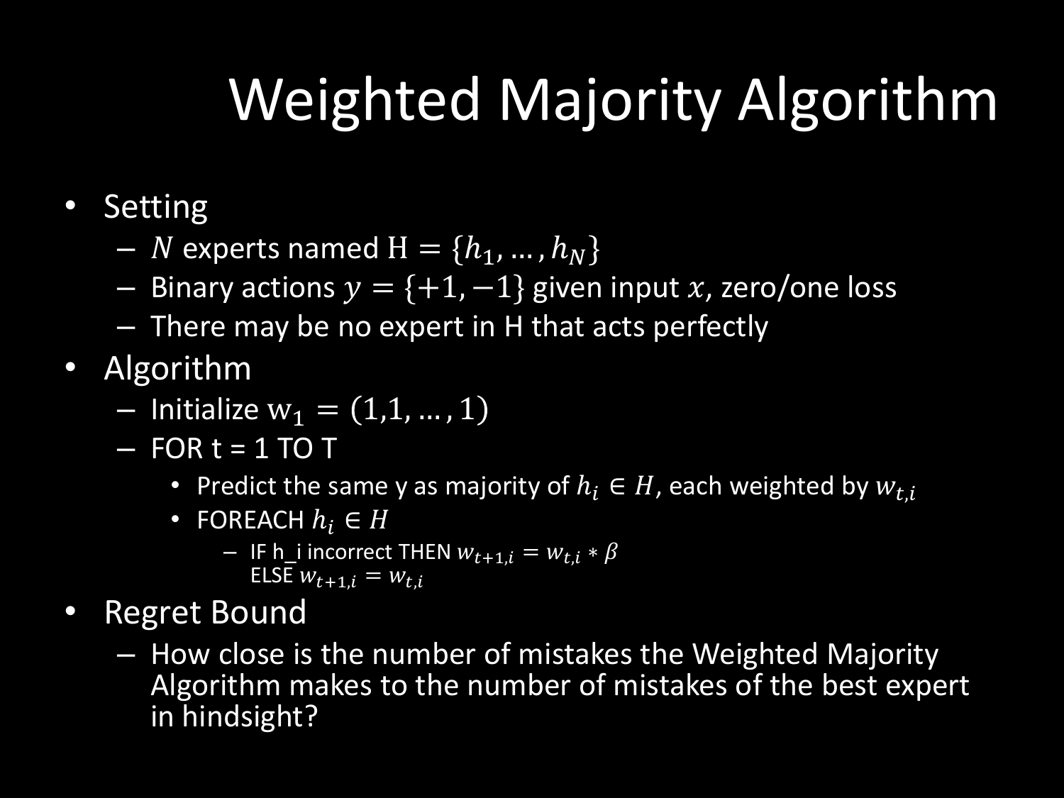# Weighted Majority Algorithm

- Setting
  - $N$ experts named $\mathrm{H} = \{h_1, \ldots, h_N\}$
  - Binary actions $y = \{+1, -1\}$ given input $x$, zero/one loss
  - There may be no expert in H that acts perfectly
- Algorithm
  - Initialize $\mathrm{w}_1 = (1,1, \ldots, 1)$
  - FOR t = 1 TO T
    - Predict the same y as majority of $h_i \in H$, each weighted by $w_{t,i}$
    - FOREACH $h_i \in H$
      - IF h_i incorrect THEN $w_{t+1,i} = w_{t,i} * \beta$
        ELSE $w_{t+1,i} = w_{t,i}$
- Regret Bound
  - How close is the number of mistakes the Weighted Majority Algorithm makes to the number of mistakes of the best expert in hindsight?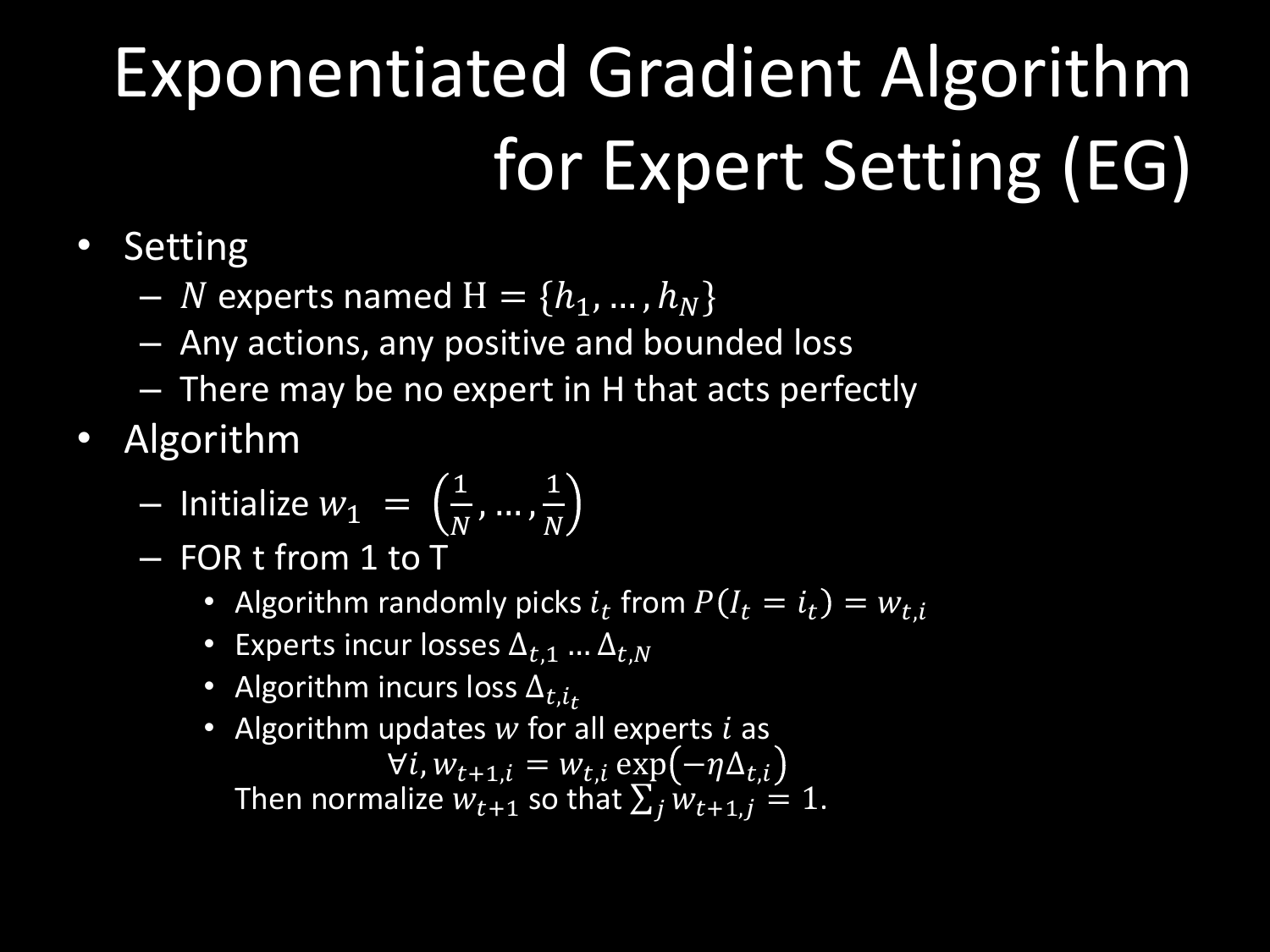# Exponentiated Gradient Algorithm for Expert Setting (EG)

- Setting
  - $N$ experts named $\mathrm{H} = \{h_1, \dots, h_N\}$
  - Any actions, any positive and bounded loss
  - There may be no expert in H that acts perfectly
- Algorithm
  - Initialize $w_1 = \left(\frac{1}{N}, \dots, \frac{1}{N}\right)$
  - FOR t from 1 to T
    - Algorithm randomly picks $i_t$ from $P(I_t = i_t) = w_{t,i}$
    - Experts incur losses $\Delta_{t,1} \dots \Delta_{t,N}$
    - Algorithm incurs loss $\Delta_{t,i_t}$
    - Algorithm updates $w$ for all experts $i$ as

      $$\forall i, w_{t+1,i} = w_{t,i} \exp(-\eta \Delta_{t,i})$$

      Then normalize $w_{t+1}$ so that $\sum_j w_{t+1,j} = 1$.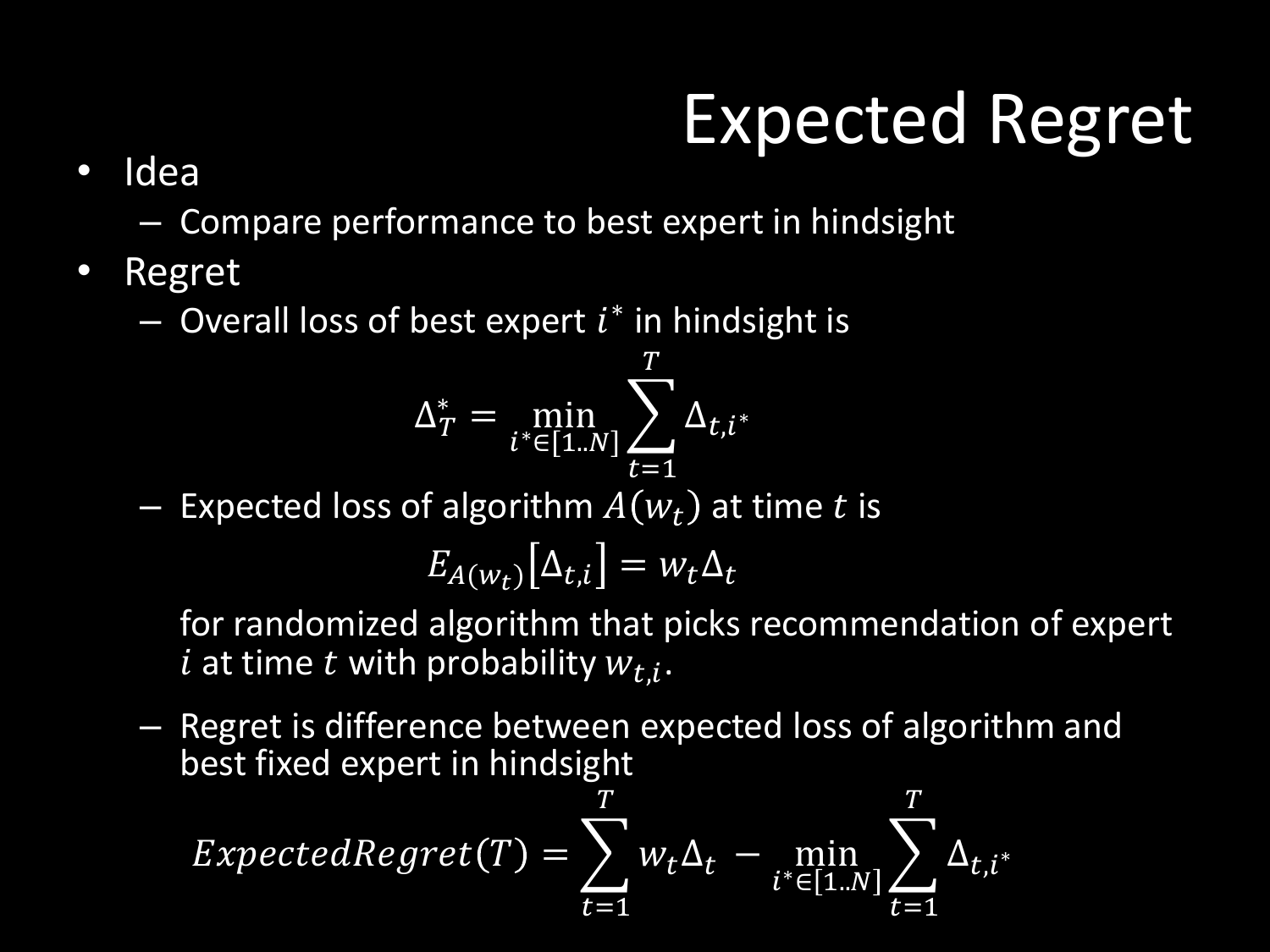# Expected Regret

- Idea
  - Compare performance to best expert in hindsight
- Regret
  - Overall loss of best expert $i^*$ in hindsight is

$$\Delta_T^* = \min_{i^* \in [1..N]} \sum_{t=1}^{T} \Delta_{t,i^*}$$

  - Expected loss of algorithm $A(w_t)$ at time $t$ is

$$E_{A(w_t)}\left[\Delta_{t,i}\right] = w_t \Delta_t$$

    for randomized algorithm that picks recommendation of expert $i$ at time $t$ with probability $w_{t,i}$.

  - Regret is difference between expected loss of algorithm and best fixed expert in hindsight

$$ExpectedRegret(T) = \sum_{t=1}^{T} w_t \Delta_t - \min_{i^* \in [1..N]} \sum_{t=1}^{T} \Delta_{t,i^*}$$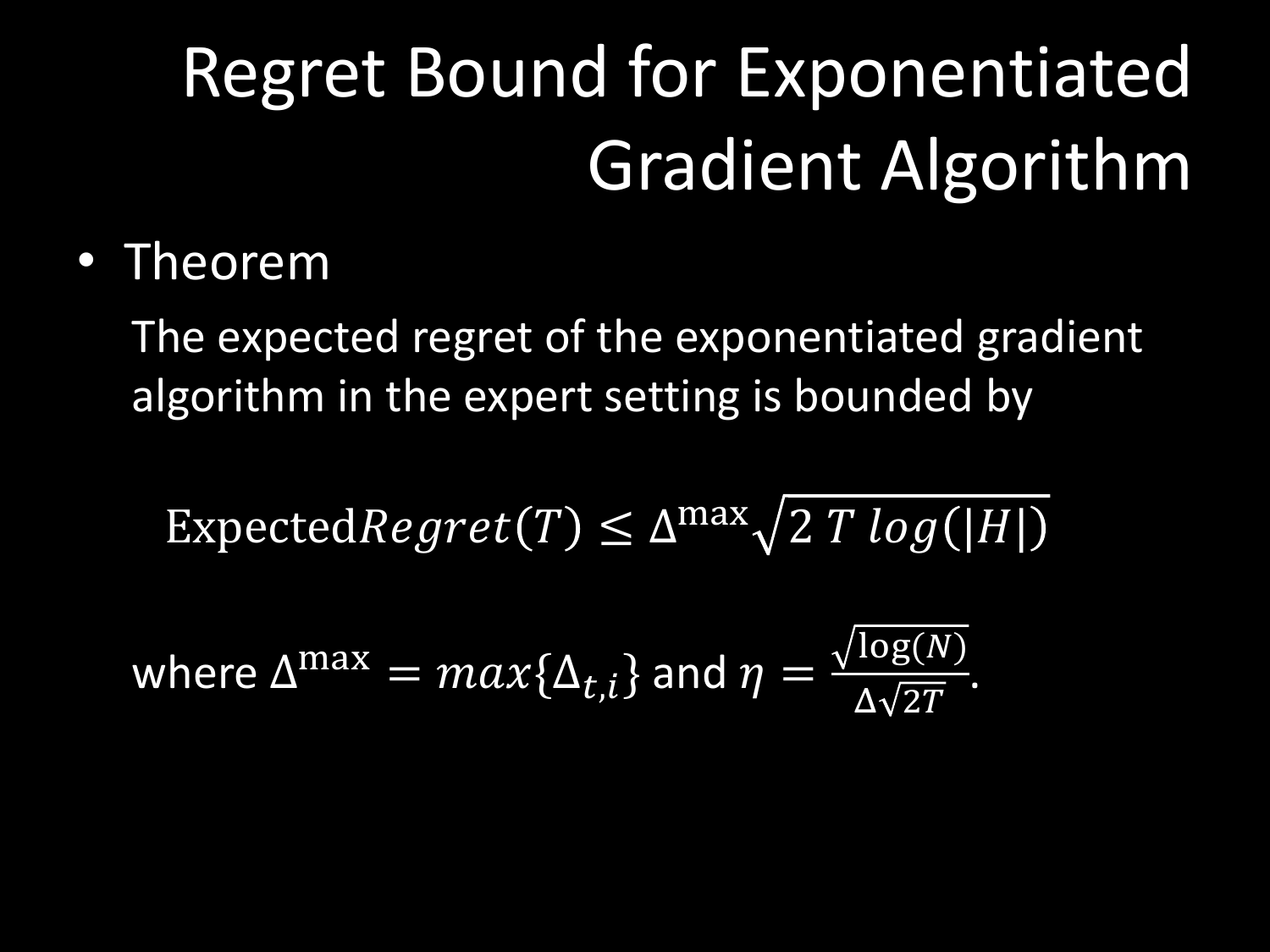# Regret Bound for Exponentiated Gradient Algorithm

- Theorem

  The expected regret of the exponentiated gradient algorithm in the expert setting is bounded by

$$\text{Expected}Regret(T) \leq \Delta^{\max}\sqrt{2\ T\ log(|H|)}$$

where $\Delta^{\max} = max\{\Delta_{t,i}\}$ and $\eta = \frac{\sqrt{\log(N)}}{\Delta\sqrt{2T}}$.